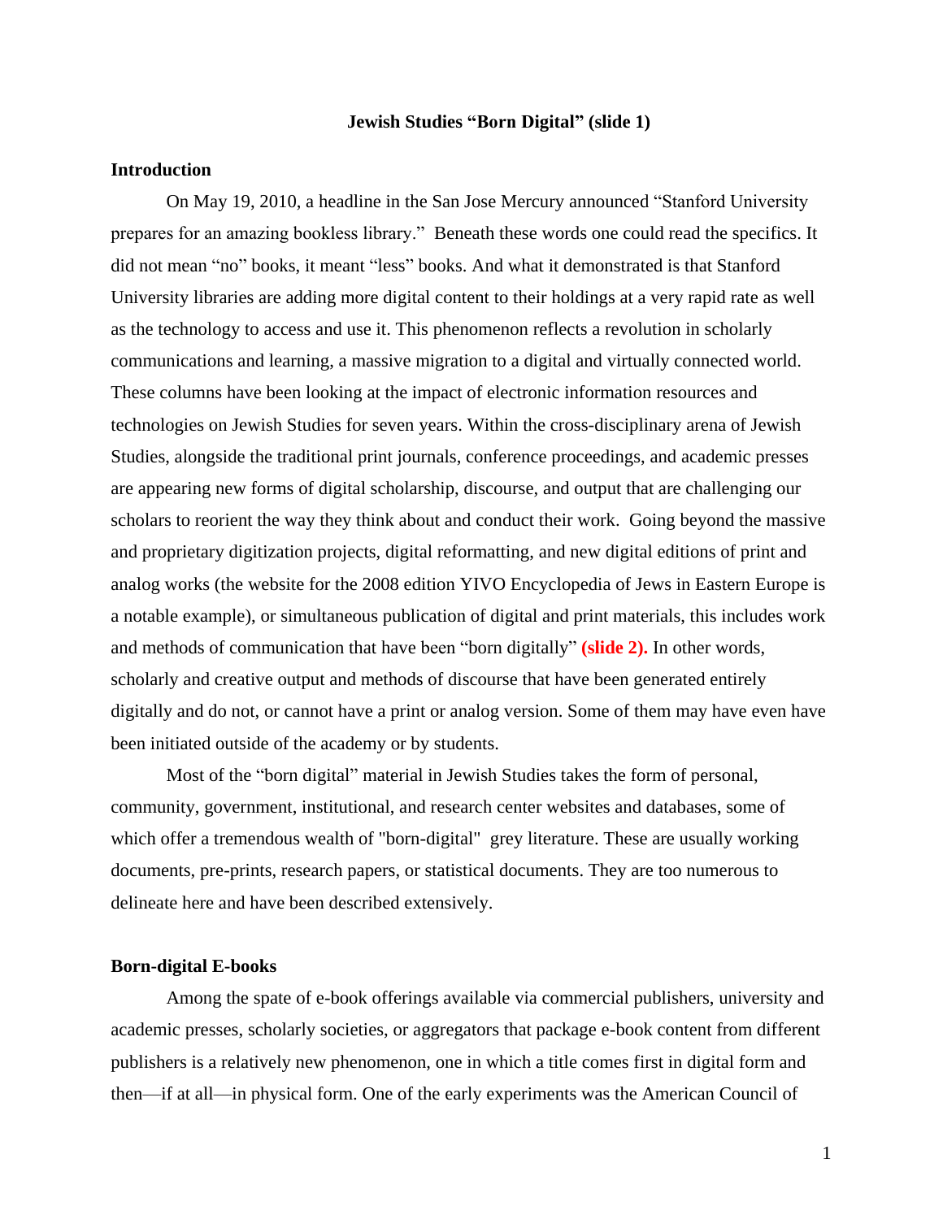# Jewish Studies "Born Digital" (slide 1)

## Introduction

On May 19, 2010, a headline in the San Jose Mercury announced "Stanford University prepares for an amazing bookless library." Beneath these words one could read the specifics. It did not mean "no" books, it meant "less" books. And what it demonstrated is that Stanford University libraries are adding more digital content to their holdings at a very rapid rate as well as the technology to access and use it. This phenomenon reflects a revolution in scholarly communications and learning, a massive migration to a digital and virtually connected world. These columns have been looking at the impact of electronic information resources and technologies on Jewish Studies for seven years. Within the cross-disciplinary arena of Jewish Studies, alongside the traditional print journals, conference proceedings, and academic presses are appearing new forms of digital scholarship, discourse, and output that are challenging our scholars to reorient the way they think about and conduct their work. Going beyond the massive and proprietary digitization projects, digital reformatting, and new digital editions of print and analog works (the website for the 2008 edition YIVO Encyclopedia of Jews in Eastern Europe is a notable example), or simultaneous publication of digital and print materials, this includes work and methods of communication that have been "born digitally" **(slide 2).** In other words, scholarly and creative output and methods of discourse that have been generated entirely digitally and do not, or cannot have a print or analog version. Some of them may have even have been initiated outside of the academy or by students.

Most of the "born digital" material in Jewish Studies takes the form of personal, community, government, institutional, and research center websites and databases, some of which offer a tremendous wealth of "born-digital" grey literature. These are usually working documents, pre-prints, research papers, or statistical documents. They are too numerous to delineate here and have been described extensively.

## Born-digital E-books

Among the spate of e-book offerings available via commercial publishers, university and academic presses, scholarly societies, or aggregators that package e-book content from different publishers is a relatively new phenomenon, one in which a title comes first in digital form and then—if at all—in physical form. One of the early experiments was the American Council of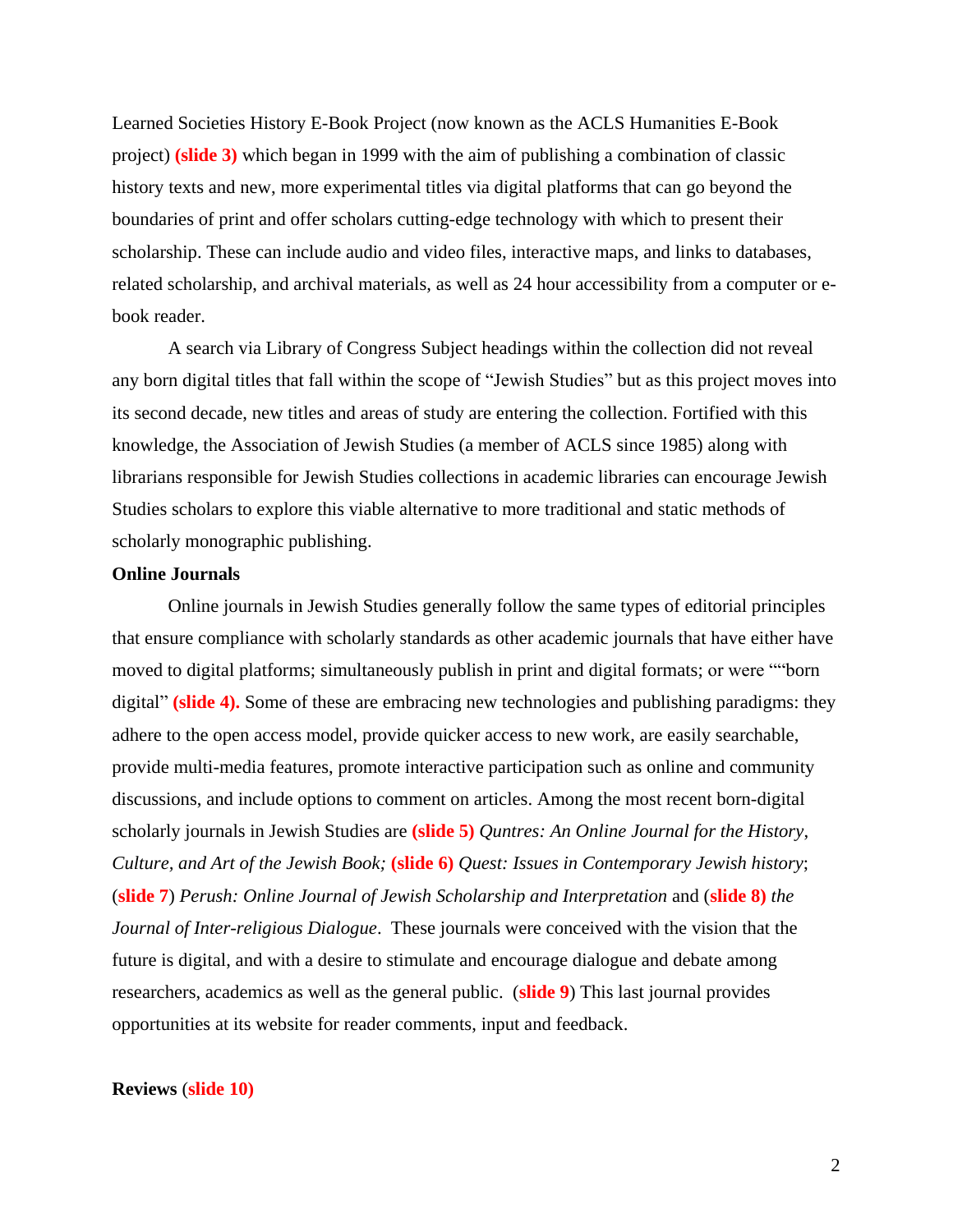Learned Societies History E-Book Project (now known as the ACLS Humanities E-Book project) **(slide 3)** which began in 1999 with the aim of publishing a combination of classic history texts and new, more experimental titles via digital platforms that can go beyond the boundaries of print and offer scholars cutting-edge technology with which to present their scholarship. These can include audio and video files, interactive maps, and links to databases, related scholarship, and archival materials, as well as 24 hour accessibility from a computer or e-book reader.

A search via Library of Congress Subject headings within the collection did not reveal any born digital titles that fall within the scope of "Jewish Studies" but as this project moves into its second decade, new titles and areas of study are entering the collection. Fortified with this knowledge, the Association of Jewish Studies (a member of ACLS since 1985) along with librarians responsible for Jewish Studies collections in academic libraries can encourage Jewish Studies scholars to explore this viable alternative to more traditional and static methods of scholarly monographic publishing.

**Online Journals**

Online journals in Jewish Studies generally follow the same types of editorial principles that ensure compliance with scholarly standards as other academic journals that have either have moved to digital platforms; simultaneously publish in print and digital formats; or were ""born digital" **(slide 4).** Some of these are embracing new technologies and publishing paradigms: they adhere to the open access model, provide quicker access to new work, are easily searchable, provide multi-media features, promote interactive participation such as online and community discussions, and include options to comment on articles. Among the most recent born-digital scholarly journals in Jewish Studies are **(slide 5)** *Quntres: An Online Journal for the History, Culture, and Art of the Jewish Book;* **(slide 6)** *Quest: Issues in Contemporary Jewish history*; (**slide 7**) *Perush: Online Journal of Jewish Scholarship and Interpretation* and (**slide 8)** *the Journal of Inter-religious Dialogue*. These journals were conceived with the vision that the future is digital, and with a desire to stimulate and encourage dialogue and debate among researchers, academics as well as the general public. (**slide 9**) This last journal provides opportunities at its website for reader comments, input and feedback.

**Reviews** (**slide 10)**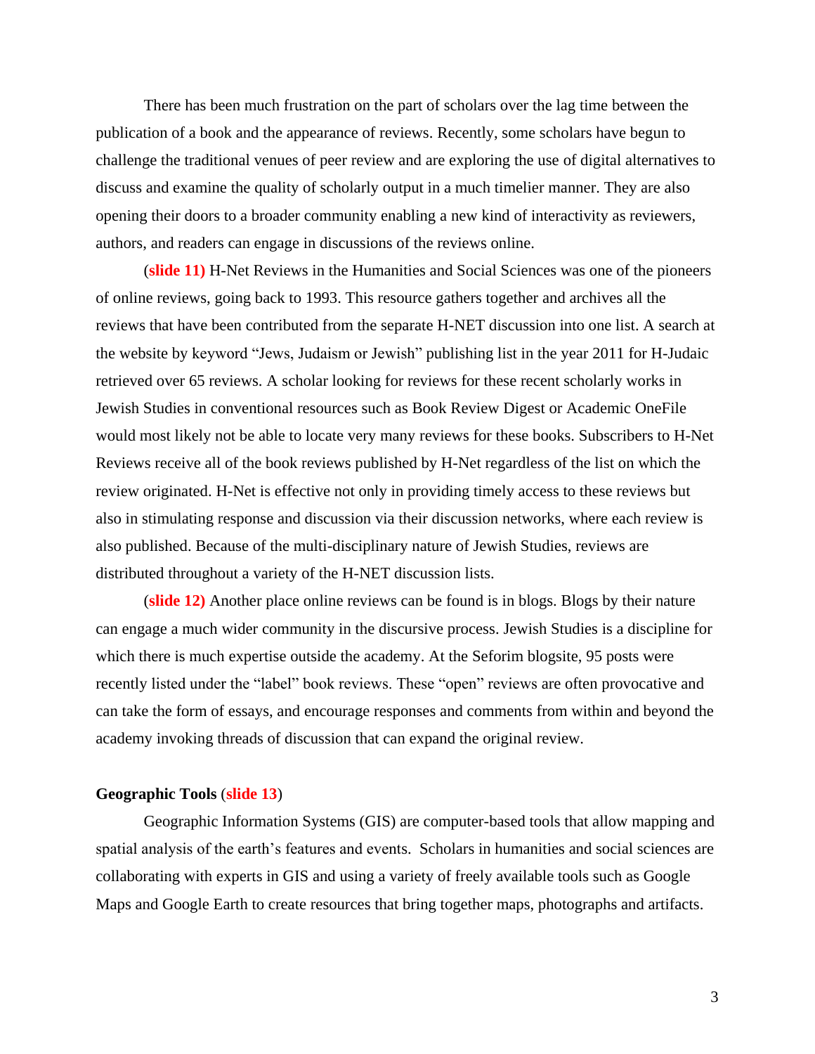There has been much frustration on the part of scholars over the lag time between the publication of a book and the appearance of reviews. Recently, some scholars have begun to challenge the traditional venues of peer review and are exploring the use of digital alternatives to discuss and examine the quality of scholarly output in a much timelier manner. They are also opening their doors to a broader community enabling a new kind of interactivity as reviewers, authors, and readers can engage in discussions of the reviews online.

(**slide 11)** H-Net Reviews in the Humanities and Social Sciences was one of the pioneers of online reviews, going back to 1993. This resource gathers together and archives all the reviews that have been contributed from the separate H-NET discussion into one list. A search at the website by keyword "Jews, Judaism or Jewish" publishing list in the year 2011 for H-Judaic retrieved over 65 reviews. A scholar looking for reviews for these recent scholarly works in Jewish Studies in conventional resources such as Book Review Digest or Academic OneFile would most likely not be able to locate very many reviews for these books. Subscribers to H-Net Reviews receive all of the book reviews published by H-Net regardless of the list on which the review originated. H-Net is effective not only in providing timely access to these reviews but also in stimulating response and discussion via their discussion networks, where each review is also published. Because of the multi-disciplinary nature of Jewish Studies, reviews are distributed throughout a variety of the H-NET discussion lists.

(**slide 12)** Another place online reviews can be found is in blogs. Blogs by their nature can engage a much wider community in the discursive process. Jewish Studies is a discipline for which there is much expertise outside the academy. At the Seforim blogsite, 95 posts were recently listed under the "label" book reviews. These "open" reviews are often provocative and can take the form of essays, and encourage responses and comments from within and beyond the academy invoking threads of discussion that can expand the original review.

**Geographic Tools** (**slide 13**)

Geographic Information Systems (GIS) are computer-based tools that allow mapping and spatial analysis of the earth's features and events. Scholars in humanities and social sciences are collaborating with experts in GIS and using a variety of freely available tools such as Google Maps and Google Earth to create resources that bring together maps, photographs and artifacts.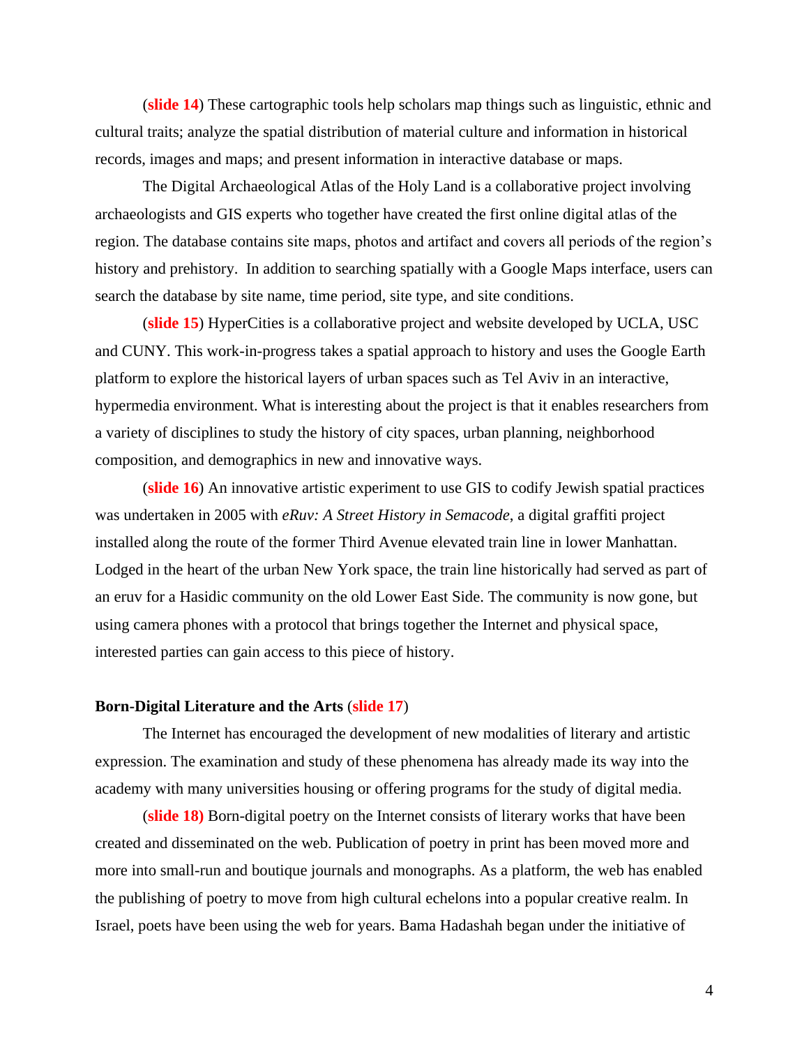(**slide 14**) These cartographic tools help scholars map things such as linguistic, ethnic and cultural traits; analyze the spatial distribution of material culture and information in historical records, images and maps; and present information in interactive database or maps.

The Digital Archaeological Atlas of the Holy Land is a collaborative project involving archaeologists and GIS experts who together have created the first online digital atlas of the region. The database contains site maps, photos and artifact and covers all periods of the region's history and prehistory. In addition to searching spatially with a Google Maps interface, users can search the database by site name, time period, site type, and site conditions.

(**slide 15**) HyperCities is a collaborative project and website developed by UCLA, USC and CUNY. This work-in-progress takes a spatial approach to history and uses the Google Earth platform to explore the historical layers of urban spaces such as Tel Aviv in an interactive, hypermedia environment. What is interesting about the project is that it enables researchers from a variety of disciplines to study the history of city spaces, urban planning, neighborhood composition, and demographics in new and innovative ways.

(**slide 16**) An innovative artistic experiment to use GIS to codify Jewish spatial practices was undertaken in 2005 with *eRuv: A Street History in Semacode*, a digital graffiti project installed along the route of the former Third Avenue elevated train line in lower Manhattan. Lodged in the heart of the urban New York space, the train line historically had served as part of an eruv for a Hasidic community on the old Lower East Side. The community is now gone, but using camera phones with a protocol that brings together the Internet and physical space, interested parties can gain access to this piece of history.

**Born-Digital Literature and the Arts** (**slide 17**)

The Internet has encouraged the development of new modalities of literary and artistic expression. The examination and study of these phenomena has already made its way into the academy with many universities housing or offering programs for the study of digital media.

(**slide 18)** Born-digital poetry on the Internet consists of literary works that have been created and disseminated on the web. Publication of poetry in print has been moved more and more into small-run and boutique journals and monographs. As a platform, the web has enabled the publishing of poetry to move from high cultural echelons into a popular creative realm. In Israel, poets have been using the web for years. Bama Hadashah began under the initiative of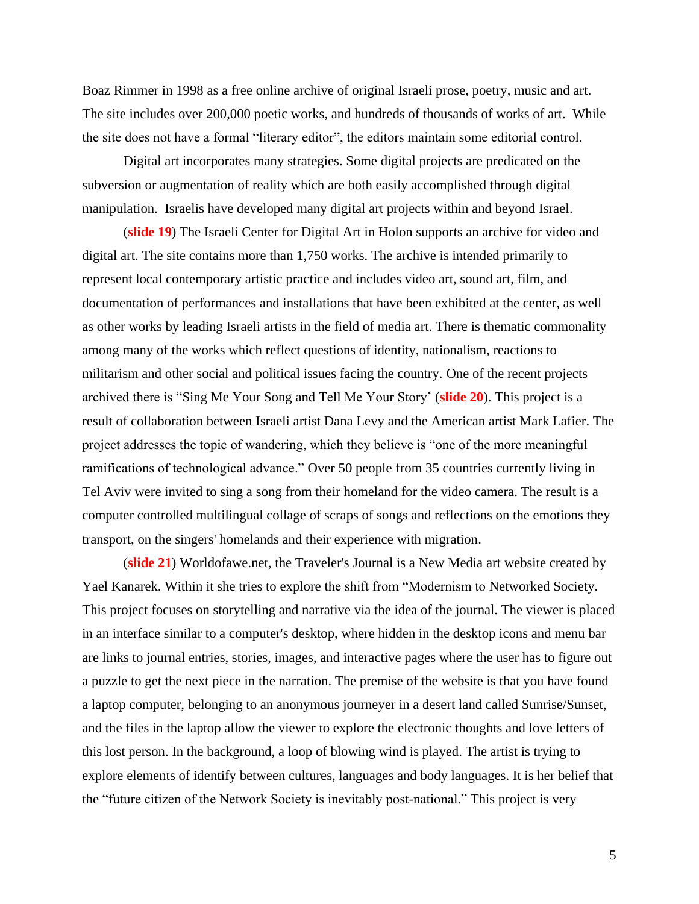Boaz Rimmer in 1998 as a free online archive of original Israeli prose, poetry, music and art. The site includes over 200,000 poetic works, and hundreds of thousands of works of art. While the site does not have a formal "literary editor", the editors maintain some editorial control.

Digital art incorporates many strategies. Some digital projects are predicated on the subversion or augmentation of reality which are both easily accomplished through digital manipulation. Israelis have developed many digital art projects within and beyond Israel.

(**slide 19**) The Israeli Center for Digital Art in Holon supports an archive for video and digital art. The site contains more than 1,750 works. The archive is intended primarily to represent local contemporary artistic practice and includes video art, sound art, film, and documentation of performances and installations that have been exhibited at the center, as well as other works by leading Israeli artists in the field of media art. There is thematic commonality among many of the works which reflect questions of identity, nationalism, reactions to militarism and other social and political issues facing the country. One of the recent projects archived there is "Sing Me Your Song and Tell Me Your Story' (**slide 20**). This project is a result of collaboration between Israeli artist Dana Levy and the American artist Mark Lafier. The project addresses the topic of wandering, which they believe is "one of the more meaningful ramifications of technological advance." Over 50 people from 35 countries currently living in Tel Aviv were invited to sing a song from their homeland for the video camera. The result is a computer controlled multilingual collage of scraps of songs and reflections on the emotions they transport, on the singers' homelands and their experience with migration.

(**slide 21**) Worldofawe.net, the Traveler's Journal is a New Media art website created by Yael Kanarek. Within it she tries to explore the shift from "Modernism to Networked Society. This project focuses on storytelling and narrative via the idea of the journal. The viewer is placed in an interface similar to a computer's desktop, where hidden in the desktop icons and menu bar are links to journal entries, stories, images, and interactive pages where the user has to figure out a puzzle to get the next piece in the narration. The premise of the website is that you have found a laptop computer, belonging to an anonymous journeyer in a desert land called Sunrise/Sunset, and the files in the laptop allow the viewer to explore the electronic thoughts and love letters of this lost person. In the background, a loop of blowing wind is played. The artist is trying to explore elements of identify between cultures, languages and body languages. It is her belief that the "future citizen of the Network Society is inevitably post-national." This project is very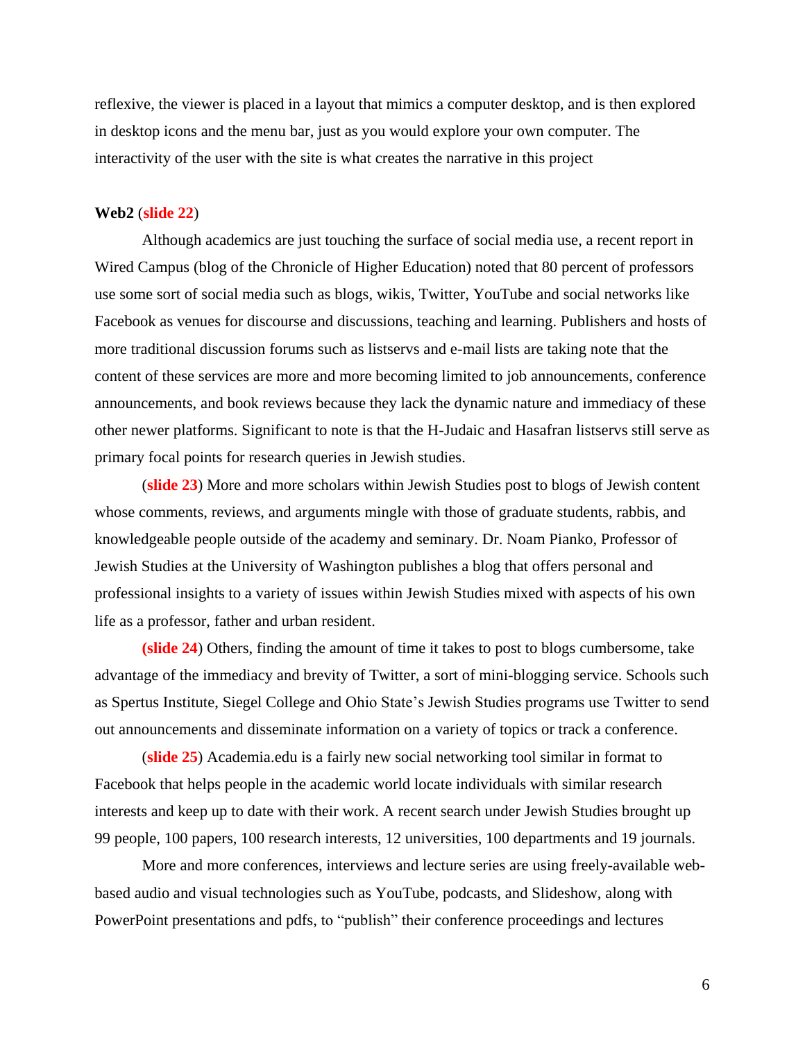reflexive, the viewer is placed in a layout that mimics a computer desktop, and is then explored in desktop icons and the menu bar, just as you would explore your own computer. The interactivity of the user with the site is what creates the narrative in this project

**Web2** (**slide 22**)

Although academics are just touching the surface of social media use, a recent report in Wired Campus (blog of the Chronicle of Higher Education) noted that 80 percent of professors use some sort of social media such as blogs, wikis, Twitter, YouTube and social networks like Facebook as venues for discourse and discussions, teaching and learning. Publishers and hosts of more traditional discussion forums such as listservs and e-mail lists are taking note that the content of these services are more and more becoming limited to job announcements, conference announcements, and book reviews because they lack the dynamic nature and immediacy of these other newer platforms. Significant to note is that the H-Judaic and Hasafran listservs still serve as primary focal points for research queries in Jewish studies.

(**slide 23**) More and more scholars within Jewish Studies post to blogs of Jewish content whose comments, reviews, and arguments mingle with those of graduate students, rabbis, and knowledgeable people outside of the academy and seminary. Dr. Noam Pianko, Professor of Jewish Studies at the University of Washington publishes a blog that offers personal and professional insights to a variety of issues within Jewish Studies mixed with aspects of his own life as a professor, father and urban resident.

**(slide 24**) Others, finding the amount of time it takes to post to blogs cumbersome, take advantage of the immediacy and brevity of Twitter, a sort of mini-blogging service. Schools such as Spertus Institute, Siegel College and Ohio State's Jewish Studies programs use Twitter to send out announcements and disseminate information on a variety of topics or track a conference.

(**slide 25**) Academia.edu is a fairly new social networking tool similar in format to Facebook that helps people in the academic world locate individuals with similar research interests and keep up to date with their work. A recent search under Jewish Studies brought up 99 people, 100 papers, 100 research interests, 12 universities, 100 departments and 19 journals.

More and more conferences, interviews and lecture series are using freely-available web-based audio and visual technologies such as YouTube, podcasts, and Slideshow, along with PowerPoint presentations and pdfs, to "publish" their conference proceedings and lectures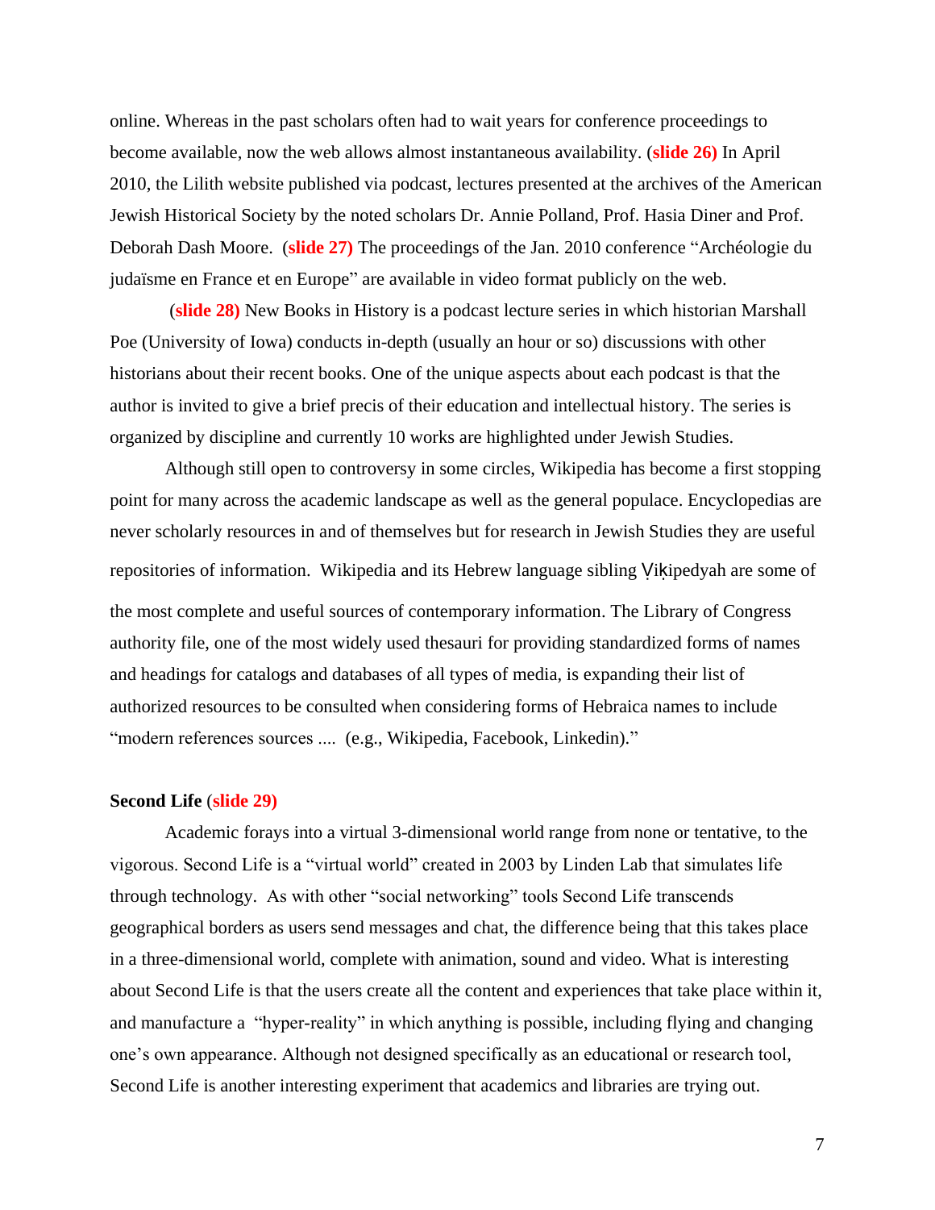online. Whereas in the past scholars often had to wait years for conference proceedings to become available, now the web allows almost instantaneous availability. (**slide 26)** In April 2010, the Lilith website published via podcast, lectures presented at the archives of the American Jewish Historical Society by the noted scholars Dr. Annie Polland, Prof. Hasia Diner and Prof. Deborah Dash Moore. (**slide 27)** The proceedings of the Jan. 2010 conference "Archéologie du judaïsme en France et en Europe" are available in video format publicly on the web.

(**slide 28)** New Books in History is a podcast lecture series in which historian Marshall Poe (University of Iowa) conducts in-depth (usually an hour or so) discussions with other historians about their recent books. One of the unique aspects about each podcast is that the author is invited to give a brief precis of their education and intellectual history. The series is organized by discipline and currently 10 works are highlighted under Jewish Studies.

Although still open to controversy in some circles, Wikipedia has become a first stopping point for many across the academic landscape as well as the general populace. Encyclopedias are never scholarly resources in and of themselves but for research in Jewish Studies they are useful repositories of information. Wikipedia and its Hebrew language sibling Ṿiḳipedyah are some of the most complete and useful sources of contemporary information. The Library of Congress authority file, one of the most widely used thesauri for providing standardized forms of names and headings for catalogs and databases of all types of media, is expanding their list of authorized resources to be consulted when considering forms of Hebraica names to include "modern references sources .... (e.g., Wikipedia, Facebook, Linkedin)."

**Second Life (slide 29)**

Academic forays into a virtual 3-dimensional world range from none or tentative, to the vigorous. Second Life is a "virtual world" created in 2003 by Linden Lab that simulates life through technology. As with other "social networking" tools Second Life transcends geographical borders as users send messages and chat, the difference being that this takes place in a three-dimensional world, complete with animation, sound and video. What is interesting about Second Life is that the users create all the content and experiences that take place within it, and manufacture a "hyper-reality" in which anything is possible, including flying and changing one's own appearance. Although not designed specifically as an educational or research tool, Second Life is another interesting experiment that academics and libraries are trying out.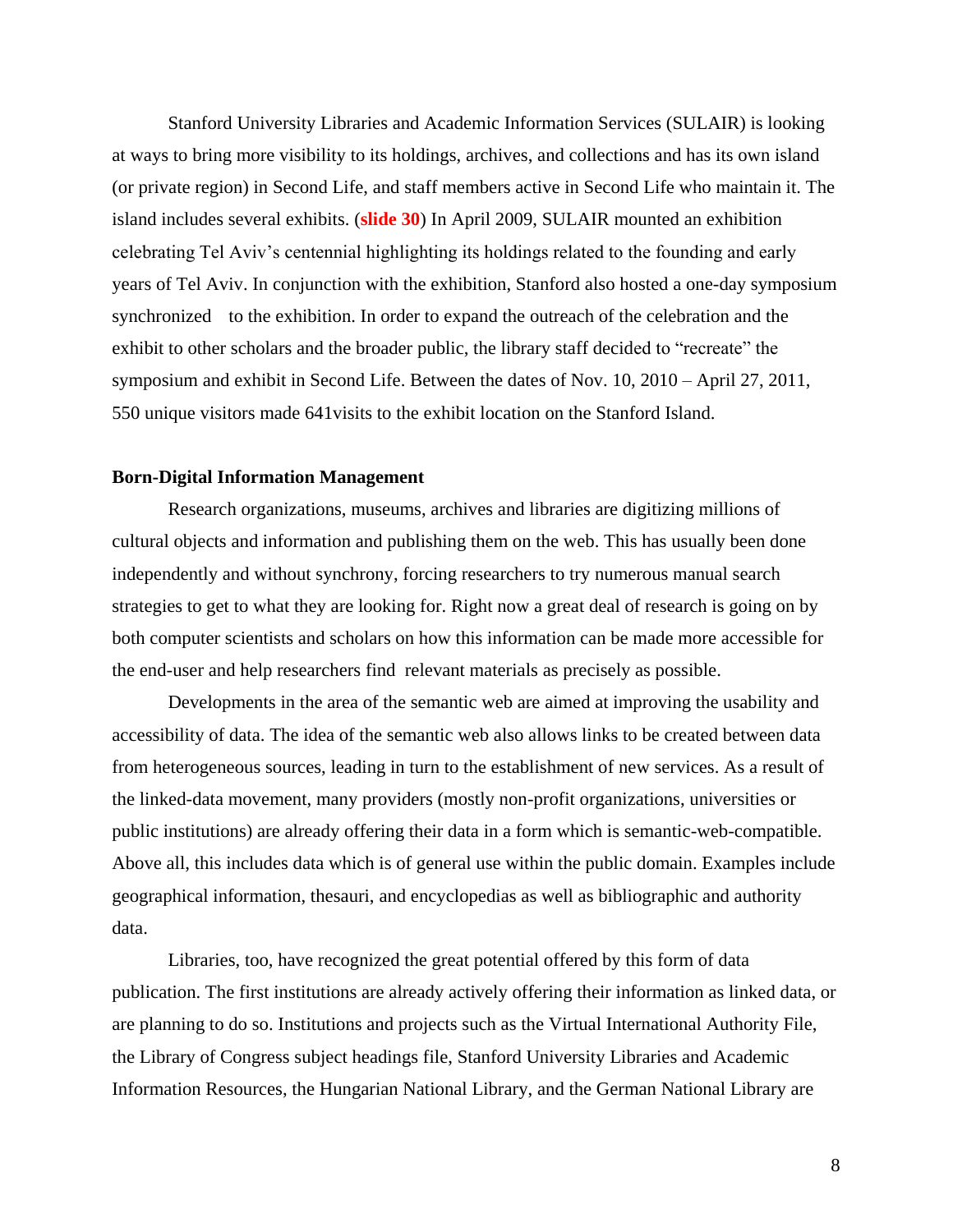Stanford University Libraries and Academic Information Services (SULAIR) is looking at ways to bring more visibility to its holdings, archives, and collections and has its own island (or private region) in Second Life, and staff members active in Second Life who maintain it. The island includes several exhibits. (**slide 30**) In April 2009, SULAIR mounted an exhibition celebrating Tel Aviv's centennial highlighting its holdings related to the founding and early years of Tel Aviv. In conjunction with the exhibition, Stanford also hosted a one-day symposium synchronized to the exhibition. In order to expand the outreach of the celebration and the exhibit to other scholars and the broader public, the library staff decided to "recreate" the symposium and exhibit in Second Life. Between the dates of Nov. 10, 2010 – April 27, 2011, 550 unique visitors made 641visits to the exhibit location on the Stanford Island.

**Born-Digital Information Management**

Research organizations, museums, archives and libraries are digitizing millions of cultural objects and information and publishing them on the web. This has usually been done independently and without synchrony, forcing researchers to try numerous manual search strategies to get to what they are looking for. Right now a great deal of research is going on by both computer scientists and scholars on how this information can be made more accessible for the end-user and help researchers find relevant materials as precisely as possible.

Developments in the area of the semantic web are aimed at improving the usability and accessibility of data. The idea of the semantic web also allows links to be created between data from heterogeneous sources, leading in turn to the establishment of new services. As a result of the linked-data movement, many providers (mostly non-profit organizations, universities or public institutions) are already offering their data in a form which is semantic-web-compatible. Above all, this includes data which is of general use within the public domain. Examples include geographical information, thesauri, and encyclopedias as well as bibliographic and authority data.

Libraries, too, have recognized the great potential offered by this form of data publication. The first institutions are already actively offering their information as linked data, or are planning to do so. Institutions and projects such as the Virtual International Authority File, the Library of Congress subject headings file, Stanford University Libraries and Academic Information Resources, the Hungarian National Library, and the German National Library are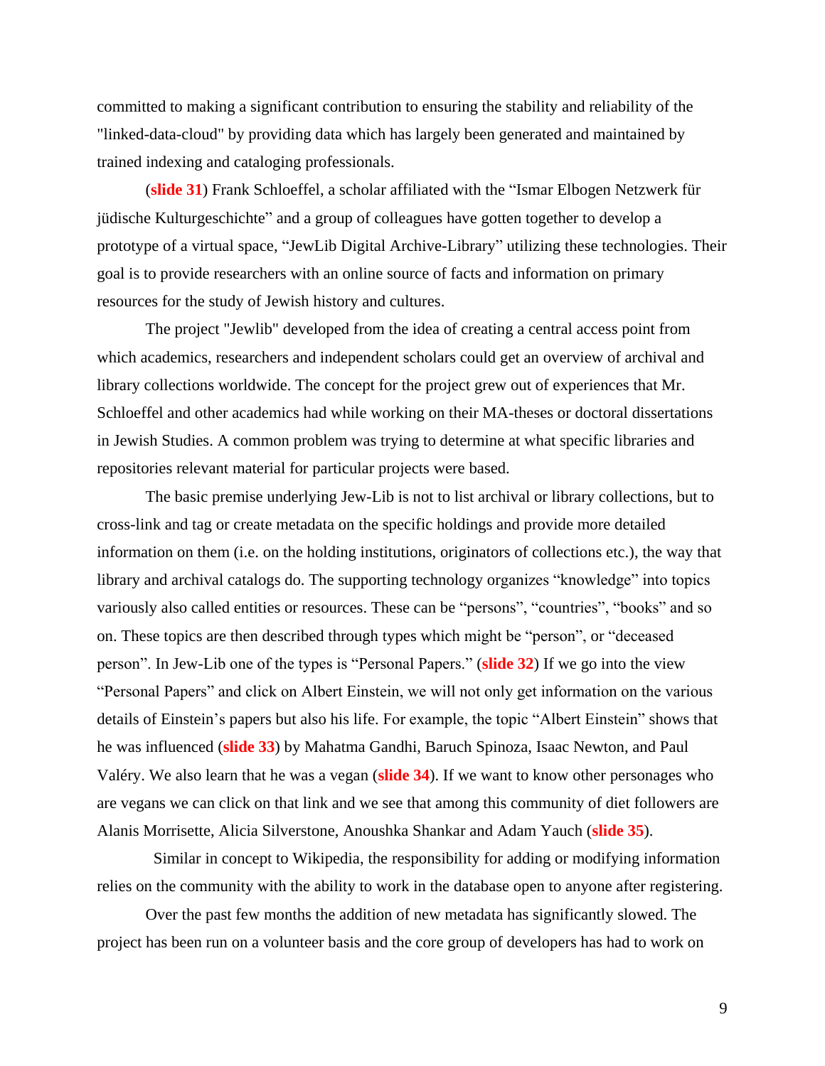committed to making a significant contribution to ensuring the stability and reliability of the "linked-data-cloud" by providing data which has largely been generated and maintained by trained indexing and cataloging professionals.

(**slide 31**) Frank Schloeffel, a scholar affiliated with the "Ismar Elbogen Netzwerk für jüdische Kulturgeschichte" and a group of colleagues have gotten together to develop a prototype of a virtual space, "JewLib Digital Archive-Library" utilizing these technologies. Their goal is to provide researchers with an online source of facts and information on primary resources for the study of Jewish history and cultures.

The project "Jewlib" developed from the idea of creating a central access point from which academics, researchers and independent scholars could get an overview of archival and library collections worldwide. The concept for the project grew out of experiences that Mr. Schloeffel and other academics had while working on their MA-theses or doctoral dissertations in Jewish Studies. A common problem was trying to determine at what specific libraries and repositories relevant material for particular projects were based.

The basic premise underlying Jew-Lib is not to list archival or library collections, but to cross-link and tag or create metadata on the specific holdings and provide more detailed information on them (i.e. on the holding institutions, originators of collections etc.), the way that library and archival catalogs do. The supporting technology organizes "knowledge" into topics variously also called entities or resources. These can be "persons", "countries", "books" and so on. These topics are then described through types which might be "person", or "deceased person". In Jew-Lib one of the types is "Personal Papers." (**slide 32**) If we go into the view "Personal Papers" and click on Albert Einstein, we will not only get information on the various details of Einstein's papers but also his life. For example, the topic "Albert Einstein" shows that he was influenced (**slide 33**) by Mahatma Gandhi, Baruch Spinoza, Isaac Newton, and Paul Valéry. We also learn that he was a vegan (**slide 34**). If we want to know other personages who are vegans we can click on that link and we see that among this community of diet followers are Alanis Morrisette, Alicia Silverstone, Anoushka Shankar and Adam Yauch (**slide 35**).

Similar in concept to Wikipedia, the responsibility for adding or modifying information relies on the community with the ability to work in the database open to anyone after registering.

Over the past few months the addition of new metadata has significantly slowed. The project has been run on a volunteer basis and the core group of developers has had to work on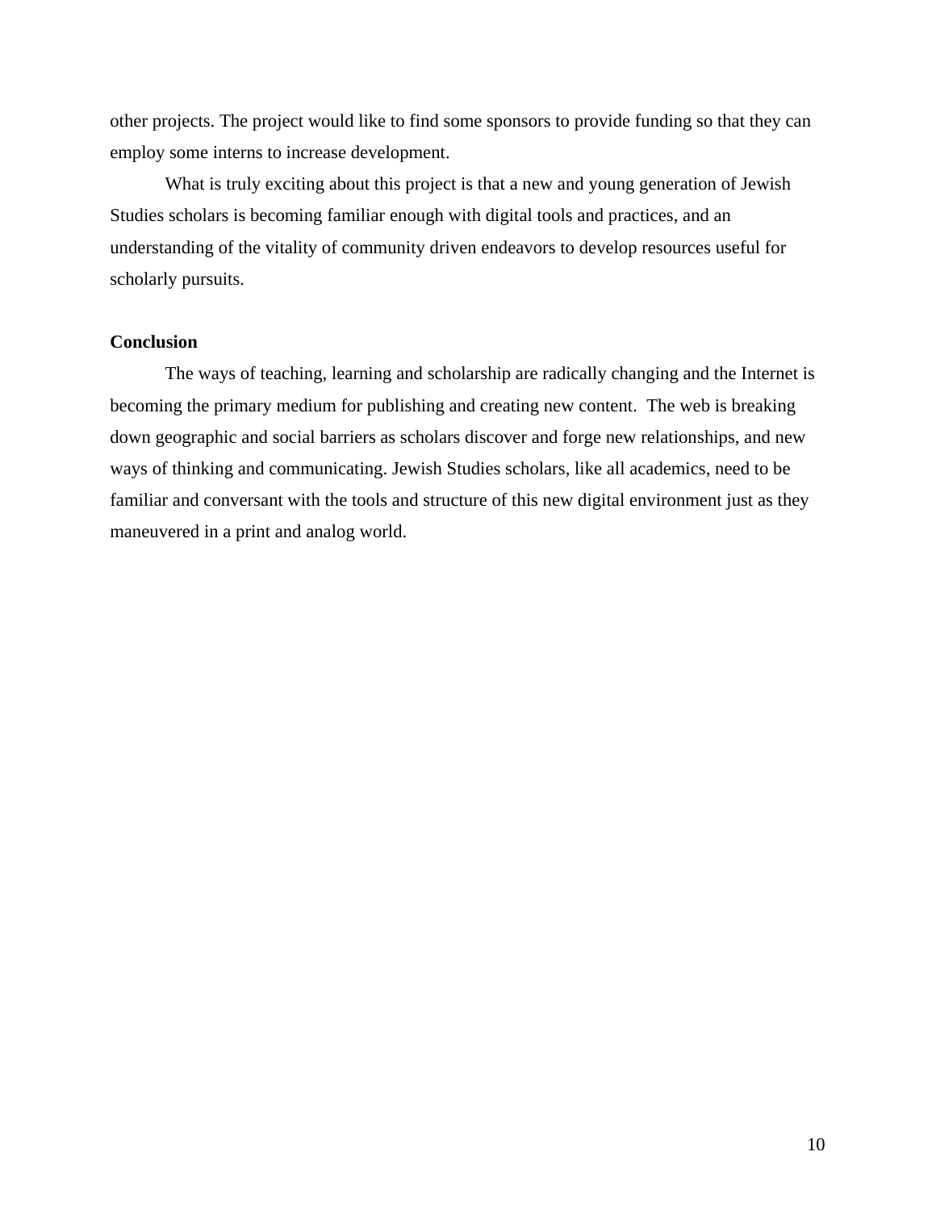other projects. The project would like to find some sponsors to provide funding so that they can employ some interns to increase development.

What is truly exciting about this project is that a new and young generation of Jewish Studies scholars is becoming familiar enough with digital tools and practices, and an understanding of the vitality of community driven endeavors to develop resources useful for scholarly pursuits.

**Conclusion**

The ways of teaching, learning and scholarship are radically changing and the Internet is becoming the primary medium for publishing and creating new content. The web is breaking down geographic and social barriers as scholars discover and forge new relationships, and new ways of thinking and communicating. Jewish Studies scholars, like all academics, need to be familiar and conversant with the tools and structure of this new digital environment just as they maneuvered in a print and analog world.